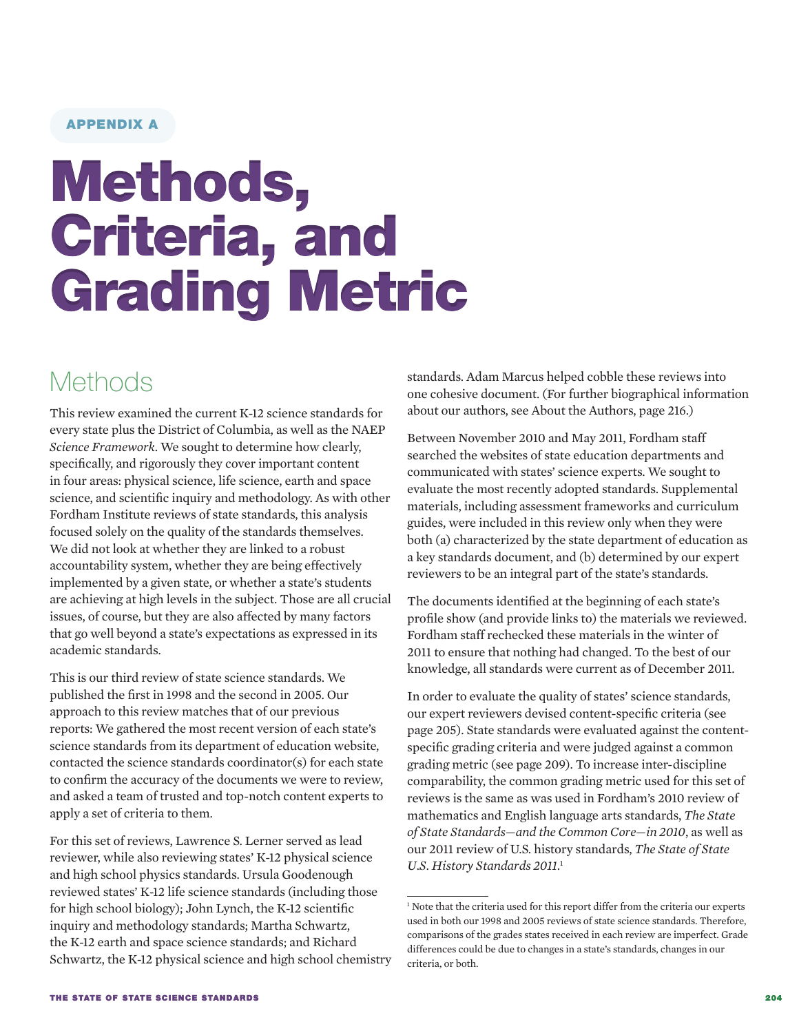APPENDIX A

# Methods, Criteria, and Grading Metric

## Methods

This review examined the current K-12 science standards for every state plus the District of Columbia, as well as the NAEP *Science Framework*. We sought to determine how clearly, specifically, and rigorously they cover important content in four areas: physical science, life science, earth and space science, and scientific inquiry and methodology. As with other Fordham Institute reviews of state standards, this analysis focused solely on the quality of the standards themselves. We did not look at whether they are linked to a robust accountability system, whether they are being effectively implemented by a given state, or whether a state's students are achieving at high levels in the subject. Those are all crucial issues, of course, but they are also affected by many factors that go well beyond a state's expectations as expressed in its academic standards.

This is our third review of state science standards. We published the first in 1998 and the second in 2005. Our approach to this review matches that of our previous reports: We gathered the most recent version of each state's science standards from its department of education website, contacted the science standards coordinator(s) for each state to confirm the accuracy of the documents we were to review, and asked a team of trusted and top-notch content experts to apply a set of criteria to them.

For this set of reviews, Lawrence S. Lerner served as lead reviewer, while also reviewing states' K-12 physical science and high school physics standards. Ursula Goodenough reviewed states' K-12 life science standards (including those for high school biology); John Lynch, the K-12 scientific inquiry and methodology standards; Martha Schwartz, the K-12 earth and space science standards; and Richard Schwartz, the K-12 physical science and high school chemistry standards. Adam Marcus helped cobble these reviews into one cohesive document. (For further biographical information about our authors, see About the Authors, page 216.)

Between November 2010 and May 2011, Fordham staff searched the websites of state education departments and communicated with states' science experts. We sought to evaluate the most recently adopted standards. Supplemental materials, including assessment frameworks and curriculum guides, were included in this review only when they were both (a) characterized by the state department of education as a key standards document, and (b) determined by our expert reviewers to be an integral part of the state's standards.

The documents identified at the beginning of each state's profile show (and provide links to) the materials we reviewed. Fordham staff rechecked these materials in the winter of 2011 to ensure that nothing had changed. To the best of our knowledge, all standards were current as of December 2011.

In order to evaluate the quality of states' science standards, our expert reviewers devised content-specific criteria (see page 205). State standards were evaluated against the content-specific grading criteria and were judged against a common grading metric (see page 209). To increase inter-discipline comparability, the common grading metric used for this set of reviews is the same as was used in Fordham's 2010 review of mathematics and English language arts standards, *The State of State Standards—and the Common Core—in 2010*, as well as our 2011 review of U.S. history standards, *The State of State U.S. History Standards 2011*.[1]

[1] Note that the criteria used for this report differ from the criteria our experts used in both our 1998 and 2005 reviews of state science standards. Therefore, comparisons of the grades states received in each review are imperfect. Grade differences could be due to changes in a state's standards, changes in our criteria, or both.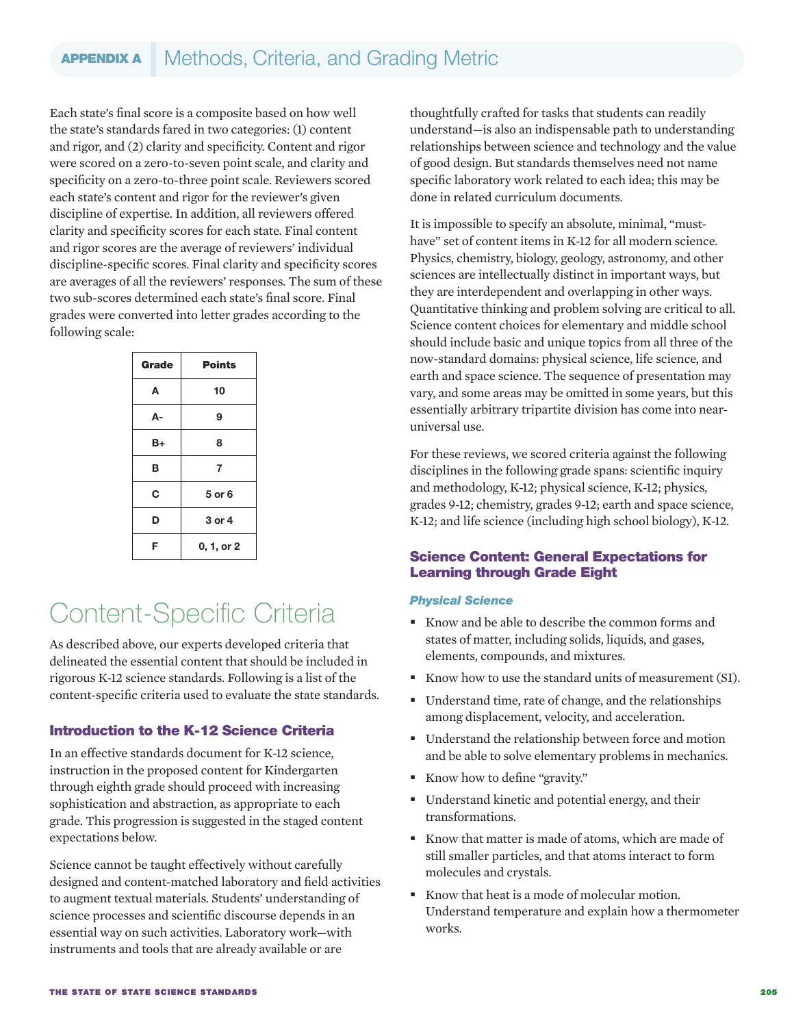## APPENDIX A Methods, Criteria, and Grading Metric

Each state's final score is a composite based on how well the state's standards fared in two categories: (1) content and rigor, and (2) clarity and specificity. Content and rigor were scored on a zero-to-seven point scale, and clarity and specificity on a zero-to-three point scale. Reviewers scored each state's content and rigor for the reviewer's given discipline of expertise. In addition, all reviewers offered clarity and specificity scores for each state. Final content and rigor scores are the average of reviewers' individual discipline-specific scores. Final clarity and specificity scores are averages of all the reviewers' responses. The sum of these two sub-scores determined each state's final score. Final grades were converted into letter grades according to the following scale:

| Grade | Points |
|---|---|
| A | 10 |
| A- | 9 |
| B+ | 8 |
| B | 7 |
| C | 5 or 6 |
| D | 3 or 4 |
| F | 0, 1, or 2 |

# Content-Specific Criteria

As described above, our experts developed criteria that delineated the essential content that should be included in rigorous K-12 science standards. Following is a list of the content-specific criteria used to evaluate the state standards.

### Introduction to the K-12 Science Criteria

In an effective standards document for K-12 science, instruction in the proposed content for Kindergarten through eighth grade should proceed with increasing sophistication and abstraction, as appropriate to each grade. This progression is suggested in the staged content expectations below.

Science cannot be taught effectively without carefully designed and content-matched laboratory and field activities to augment textual materials. Students' understanding of science processes and scientific discourse depends in an essential way on such activities. Laboratory work—with instruments and tools that are already available or are thoughtfully crafted for tasks that students can readily understand—is also an indispensable path to understanding relationships between science and technology and the value of good design. But standards themselves need not name specific laboratory work related to each idea; this may be done in related curriculum documents.

It is impossible to specify an absolute, minimal, "must-have" set of content items in K-12 for all modern science. Physics, chemistry, biology, geology, astronomy, and other sciences are intellectually distinct in important ways, but they are interdependent and overlapping in other ways. Quantitative thinking and problem solving are critical to all. Science content choices for elementary and middle school should include basic and unique topics from all three of the now-standard domains: physical science, life science, and earth and space science. The sequence of presentation may vary, and some areas may be omitted in some years, but this essentially arbitrary tripartite division has come into near-universal use.

For these reviews, we scored criteria against the following disciplines in the following grade spans: scientific inquiry and methodology, K-12; physical science, K-12; physics, grades 9-12; chemistry, grades 9-12; earth and space science, K-12; and life science (including high school biology), K-12.

### Science Content: General Expectations for Learning through Grade Eight

#### *Physical Science*

- Know and be able to describe the common forms and states of matter, including solids, liquids, and gases, elements, compounds, and mixtures.
- Know how to use the standard units of measurement (SI).
- Understand time, rate of change, and the relationships among displacement, velocity, and acceleration.
- Understand the relationship between force and motion and be able to solve elementary problems in mechanics.
- Know how to define "gravity."
- Understand kinetic and potential energy, and their transformations.
- Know that matter is made of atoms, which are made of still smaller particles, and that atoms interact to form molecules and crystals.
- Know that heat is a mode of molecular motion. Understand temperature and explain how a thermometer works.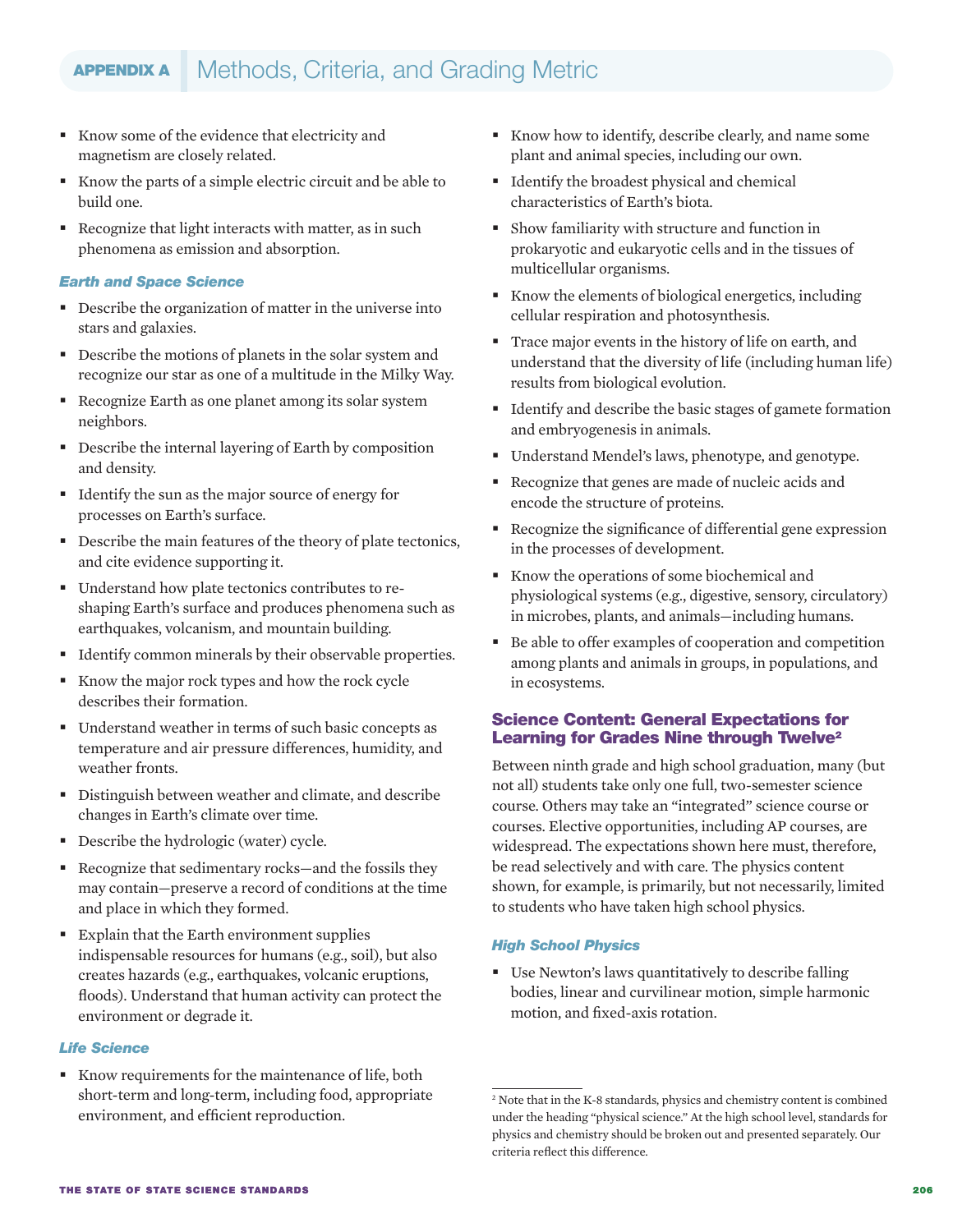- Know some of the evidence that electricity and magnetism are closely related.
- Know the parts of a simple electric circuit and be able to build one.
- Recognize that light interacts with matter, as in such phenomena as emission and absorption.

### *Earth and Space Science*

- Describe the organization of matter in the universe into stars and galaxies.
- Describe the motions of planets in the solar system and recognize our star as one of a multitude in the Milky Way.
- Recognize Earth as one planet among its solar system neighbors.
- Describe the internal layering of Earth by composition and density.
- Identify the sun as the major source of energy for processes on Earth's surface.
- Describe the main features of the theory of plate tectonics, and cite evidence supporting it.
- Understand how plate tectonics contributes to re-shaping Earth's surface and produces phenomena such as earthquakes, volcanism, and mountain building.
- Identify common minerals by their observable properties.
- Know the major rock types and how the rock cycle describes their formation.
- Understand weather in terms of such basic concepts as temperature and air pressure differences, humidity, and weather fronts.
- Distinguish between weather and climate, and describe changes in Earth's climate over time.
- Describe the hydrologic (water) cycle.
- Recognize that sedimentary rocks—and the fossils they may contain—preserve a record of conditions at the time and place in which they formed.
- Explain that the Earth environment supplies indispensable resources for humans (e.g., soil), but also creates hazards (e.g., earthquakes, volcanic eruptions, floods). Understand that human activity can protect the environment or degrade it.

### *Life Science*

- Know requirements for the maintenance of life, both short-term and long-term, including food, appropriate environment, and efficient reproduction.
- Know how to identify, describe clearly, and name some plant and animal species, including our own.
- Identify the broadest physical and chemical characteristics of Earth's biota.
- Show familiarity with structure and function in prokaryotic and eukaryotic cells and in the tissues of multicellular organisms.
- Know the elements of biological energetics, including cellular respiration and photosynthesis.
- Trace major events in the history of life on earth, and understand that the diversity of life (including human life) results from biological evolution.
- Identify and describe the basic stages of gamete formation and embryogenesis in animals.
- Understand Mendel's laws, phenotype, and genotype.
- Recognize that genes are made of nucleic acids and encode the structure of proteins.
- Recognize the significance of differential gene expression in the processes of development.
- Know the operations of some biochemical and physiological systems (e.g., digestive, sensory, circulatory) in microbes, plants, and animals—including humans.
- Be able to offer examples of cooperation and competition among plants and animals in groups, in populations, and in ecosystems.

## Science Content: General Expectations for Learning for Grades Nine through Twelve[2]

Between ninth grade and high school graduation, many (but not all) students take only one full, two-semester science course. Others may take an "integrated" science course or courses. Elective opportunities, including AP courses, are widespread. The expectations shown here must, therefore, be read selectively and with care. The physics content shown, for example, is primarily, but not necessarily, limited to students who have taken high school physics.

### *High School Physics*

- Use Newton's laws quantitatively to describe falling bodies, linear and curvilinear motion, simple harmonic motion, and fixed-axis rotation.

[2] Note that in the K-8 standards, physics and chemistry content is combined under the heading "physical science." At the high school level, standards for physics and chemistry should be broken out and presented separately. Our criteria reflect this difference.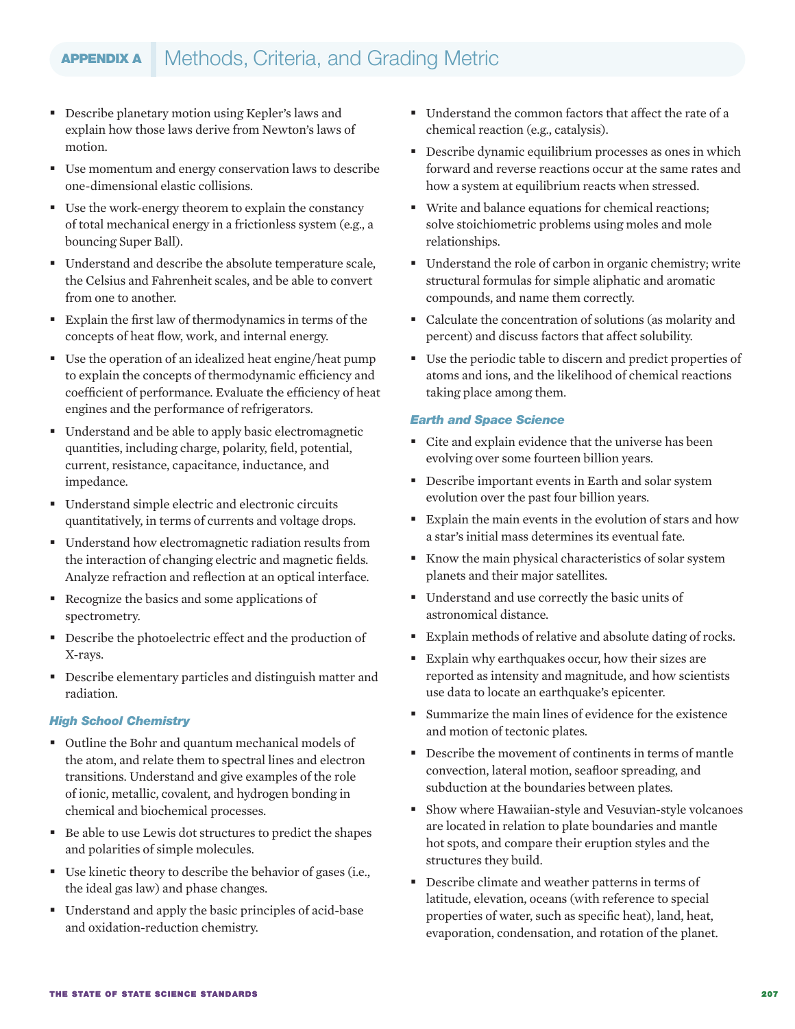## APPENDIX A Methods, Criteria, and Grading Metric

- Describe planetary motion using Kepler's laws and explain how those laws derive from Newton's laws of motion.
- Use momentum and energy conservation laws to describe one-dimensional elastic collisions.
- Use the work-energy theorem to explain the constancy of total mechanical energy in a frictionless system (e.g., a bouncing Super Ball).
- Understand and describe the absolute temperature scale, the Celsius and Fahrenheit scales, and be able to convert from one to another.
- Explain the first law of thermodynamics in terms of the concepts of heat flow, work, and internal energy.
- Use the operation of an idealized heat engine/heat pump to explain the concepts of thermodynamic efficiency and coefficient of performance. Evaluate the efficiency of heat engines and the performance of refrigerators.
- Understand and be able to apply basic electromagnetic quantities, including charge, polarity, field, potential, current, resistance, capacitance, inductance, and impedance.
- Understand simple electric and electronic circuits quantitatively, in terms of currents and voltage drops.
- Understand how electromagnetic radiation results from the interaction of changing electric and magnetic fields. Analyze refraction and reflection at an optical interface.
- Recognize the basics and some applications of spectrometry.
- Describe the photoelectric effect and the production of X-rays.
- Describe elementary particles and distinguish matter and radiation.

### *High School Chemistry*

- Outline the Bohr and quantum mechanical models of the atom, and relate them to spectral lines and electron transitions. Understand and give examples of the role of ionic, metallic, covalent, and hydrogen bonding in chemical and biochemical processes.
- Be able to use Lewis dot structures to predict the shapes and polarities of simple molecules.
- Use kinetic theory to describe the behavior of gases (i.e., the ideal gas law) and phase changes.
- Understand and apply the basic principles of acid-base and oxidation-reduction chemistry.
- Understand the common factors that affect the rate of a chemical reaction (e.g., catalysis).
- Describe dynamic equilibrium processes as ones in which forward and reverse reactions occur at the same rates and how a system at equilibrium reacts when stressed.
- Write and balance equations for chemical reactions; solve stoichiometric problems using moles and mole relationships.
- Understand the role of carbon in organic chemistry; write structural formulas for simple aliphatic and aromatic compounds, and name them correctly.
- Calculate the concentration of solutions (as molarity and percent) and discuss factors that affect solubility.
- Use the periodic table to discern and predict properties of atoms and ions, and the likelihood of chemical reactions taking place among them.

### *Earth and Space Science*

- Cite and explain evidence that the universe has been evolving over some fourteen billion years.
- Describe important events in Earth and solar system evolution over the past four billion years.
- Explain the main events in the evolution of stars and how a star's initial mass determines its eventual fate.
- Know the main physical characteristics of solar system planets and their major satellites.
- Understand and use correctly the basic units of astronomical distance.
- Explain methods of relative and absolute dating of rocks.
- Explain why earthquakes occur, how their sizes are reported as intensity and magnitude, and how scientists use data to locate an earthquake's epicenter.
- Summarize the main lines of evidence for the existence and motion of tectonic plates.
- Describe the movement of continents in terms of mantle convection, lateral motion, seafloor spreading, and subduction at the boundaries between plates.
- Show where Hawaiian-style and Vesuvian-style volcanoes are located in relation to plate boundaries and mantle hot spots, and compare their eruption styles and the structures they build.
- Describe climate and weather patterns in terms of latitude, elevation, oceans (with reference to special properties of water, such as specific heat), land, heat, evaporation, condensation, and rotation of the planet.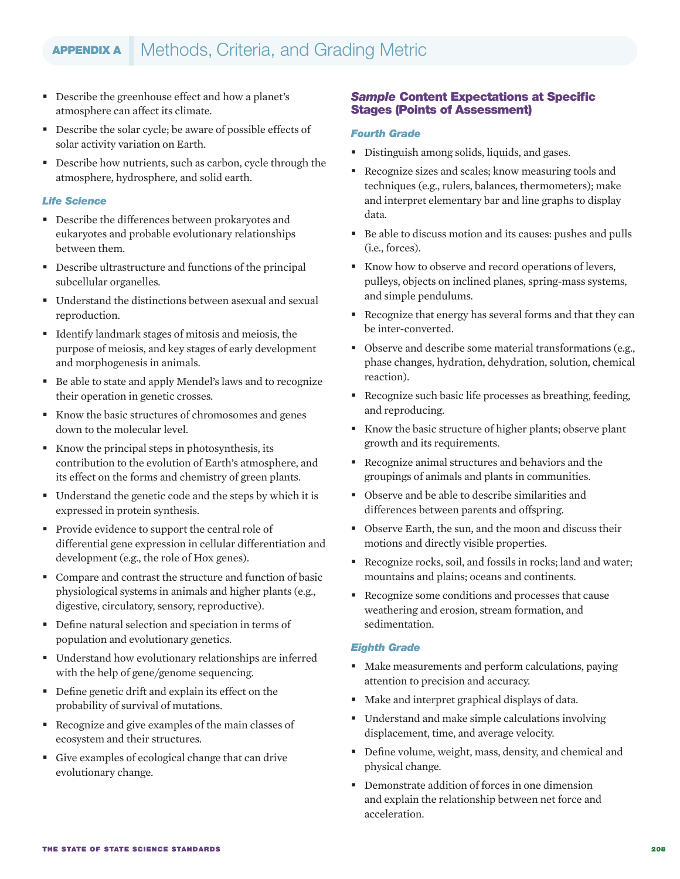- Describe the greenhouse effect and how a planet's atmosphere can affect its climate.
- Describe the solar cycle; be aware of possible effects of solar activity variation on Earth.
- Describe how nutrients, such as carbon, cycle through the atmosphere, hydrosphere, and solid earth.

### *Life Science*

- Describe the differences between prokaryotes and eukaryotes and probable evolutionary relationships between them.
- Describe ultrastructure and functions of the principal subcellular organelles.
- Understand the distinctions between asexual and sexual reproduction.
- Identify landmark stages of mitosis and meiosis, the purpose of meiosis, and key stages of early development and morphogenesis in animals.
- Be able to state and apply Mendel's laws and to recognize their operation in genetic crosses.
- Know the basic structures of chromosomes and genes down to the molecular level.
- Know the principal steps in photosynthesis, its contribution to the evolution of Earth's atmosphere, and its effect on the forms and chemistry of green plants.
- Understand the genetic code and the steps by which it is expressed in protein synthesis.
- Provide evidence to support the central role of differential gene expression in cellular differentiation and development (e.g., the role of Hox genes).
- Compare and contrast the structure and function of basic physiological systems in animals and higher plants (e.g., digestive, circulatory, sensory, reproductive).
- Define natural selection and speciation in terms of population and evolutionary genetics.
- Understand how evolutionary relationships are inferred with the help of gene/genome sequencing.
- Define genetic drift and explain its effect on the probability of survival of mutations.
- Recognize and give examples of the main classes of ecosystem and their structures.
- Give examples of ecological change that can drive evolutionary change.

## *Sample* Content Expectations at Specific Stages (Points of Assessment)

### *Fourth Grade*

- Distinguish among solids, liquids, and gases.
- Recognize sizes and scales; know measuring tools and techniques (e.g., rulers, balances, thermometers); make and interpret elementary bar and line graphs to display data.
- Be able to discuss motion and its causes: pushes and pulls (i.e., forces).
- Know how to observe and record operations of levers, pulleys, objects on inclined planes, spring-mass systems, and simple pendulums.
- Recognize that energy has several forms and that they can be inter-converted.
- Observe and describe some material transformations (e.g., phase changes, hydration, dehydration, solution, chemical reaction).
- Recognize such basic life processes as breathing, feeding, and reproducing.
- Know the basic structure of higher plants; observe plant growth and its requirements.
- Recognize animal structures and behaviors and the groupings of animals and plants in communities.
- Observe and be able to describe similarities and differences between parents and offspring.
- Observe Earth, the sun, and the moon and discuss their motions and directly visible properties.
- Recognize rocks, soil, and fossils in rocks; land and water; mountains and plains; oceans and continents.
- Recognize some conditions and processes that cause weathering and erosion, stream formation, and sedimentation.

### *Eighth Grade*

- Make measurements and perform calculations, paying attention to precision and accuracy.
- Make and interpret graphical displays of data.
- Understand and make simple calculations involving displacement, time, and average velocity.
- Define volume, weight, mass, density, and chemical and physical change.
- Demonstrate addition of forces in one dimension and explain the relationship between net force and acceleration.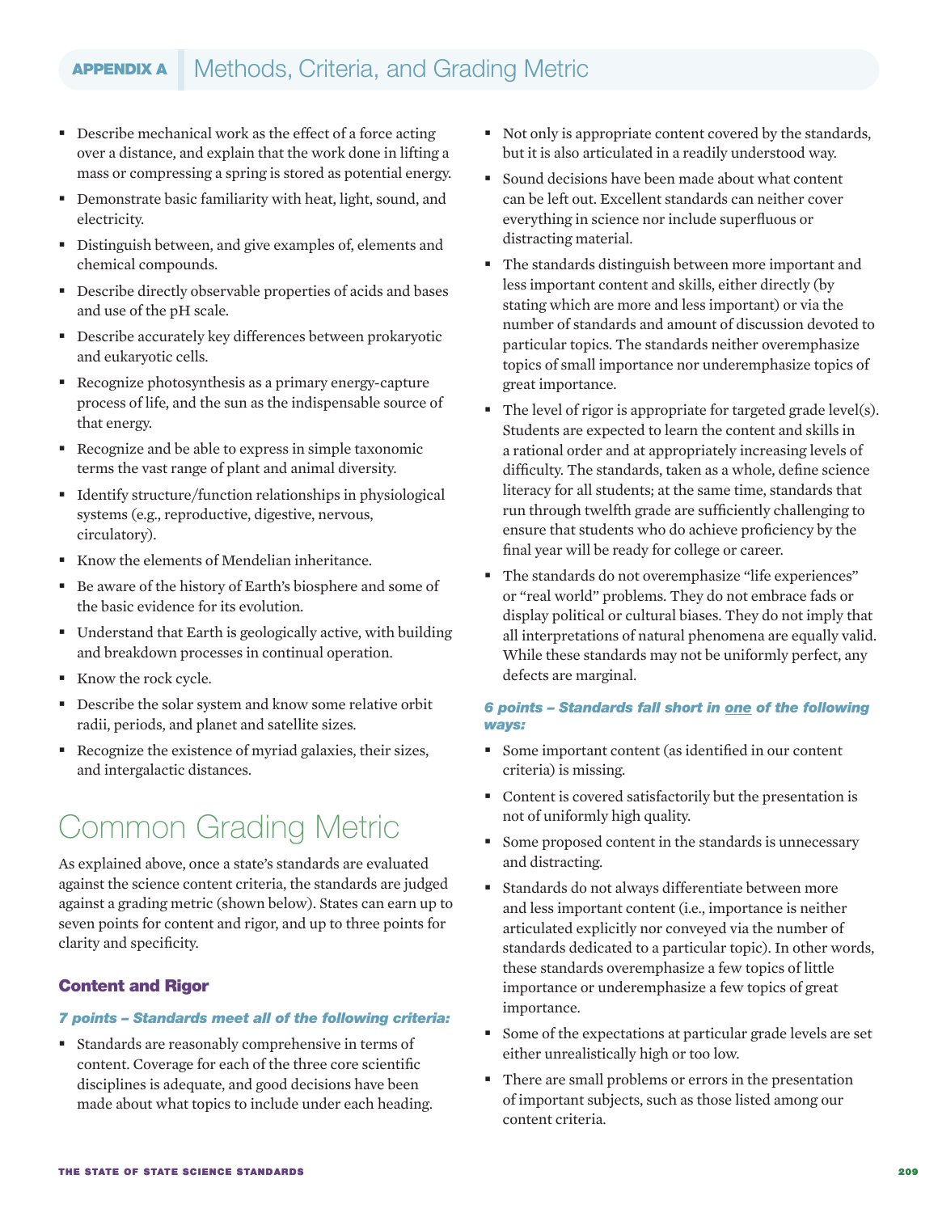- Describe mechanical work as the effect of a force acting over a distance, and explain that the work done in lifting a mass or compressing a spring is stored as potential energy.
- Demonstrate basic familiarity with heat, light, sound, and electricity.
- Distinguish between, and give examples of, elements and chemical compounds.
- Describe directly observable properties of acids and bases and use of the pH scale.
- Describe accurately key differences between prokaryotic and eukaryotic cells.
- Recognize photosynthesis as a primary energy-capture process of life, and the sun as the indispensable source of that energy.
- Recognize and be able to express in simple taxonomic terms the vast range of plant and animal diversity.
- Identify structure/function relationships in physiological systems (e.g., reproductive, digestive, nervous, circulatory).
- Know the elements of Mendelian inheritance.
- Be aware of the history of Earth's biosphere and some of the basic evidence for its evolution.
- Understand that Earth is geologically active, with building and breakdown processes in continual operation.
- Know the rock cycle.
- Describe the solar system and know some relative orbit radii, periods, and planet and satellite sizes.
- Recognize the existence of myriad galaxies, their sizes, and intergalactic distances.

# Common Grading Metric

As explained above, once a state's standards are evaluated against the science content criteria, the standards are judged against a grading metric (shown below). States can earn up to seven points for content and rigor, and up to three points for clarity and specificity.

## Content and Rigor

***7 points – Standards meet all of the following criteria:***

- Standards are reasonably comprehensive in terms of content. Coverage for each of the three core scientific disciplines is adequate, and good decisions have been made about what topics to include under each heading.
- Not only is appropriate content covered by the standards, but it is also articulated in a readily understood way.
- Sound decisions have been made about what content can be left out. Excellent standards can neither cover everything in science nor include superfluous or distracting material.
- The standards distinguish between more important and less important content and skills, either directly (by stating which are more and less important) or via the number of standards and amount of discussion devoted to particular topics. The standards neither overemphasize topics of small importance nor underemphasize topics of great importance.
- The level of rigor is appropriate for targeted grade level(s). Students are expected to learn the content and skills in a rational order and at appropriately increasing levels of difficulty. The standards, taken as a whole, define science literacy for all students; at the same time, standards that run through twelfth grade are sufficiently challenging to ensure that students who do achieve proficiency by the final year will be ready for college or career.
- The standards do not overemphasize "life experiences" or "real world" problems. They do not embrace fads or display political or cultural biases. They do not imply that all interpretations of natural phenomena are equally valid. While these standards may not be uniformly perfect, any defects are marginal.

***6 points – Standards fall short in one of the following ways:***

- Some important content (as identified in our content criteria) is missing.
- Content is covered satisfactorily but the presentation is not of uniformly high quality.
- Some proposed content in the standards is unnecessary and distracting.
- Standards do not always differentiate between more and less important content (i.e., importance is neither articulated explicitly nor conveyed via the number of standards dedicated to a particular topic). In other words, these standards overemphasize a few topics of little importance or underemphasize a few topics of great importance.
- Some of the expectations at particular grade levels are set either unrealistically high or too low.
- There are small problems or errors in the presentation of important subjects, such as those listed among our content criteria.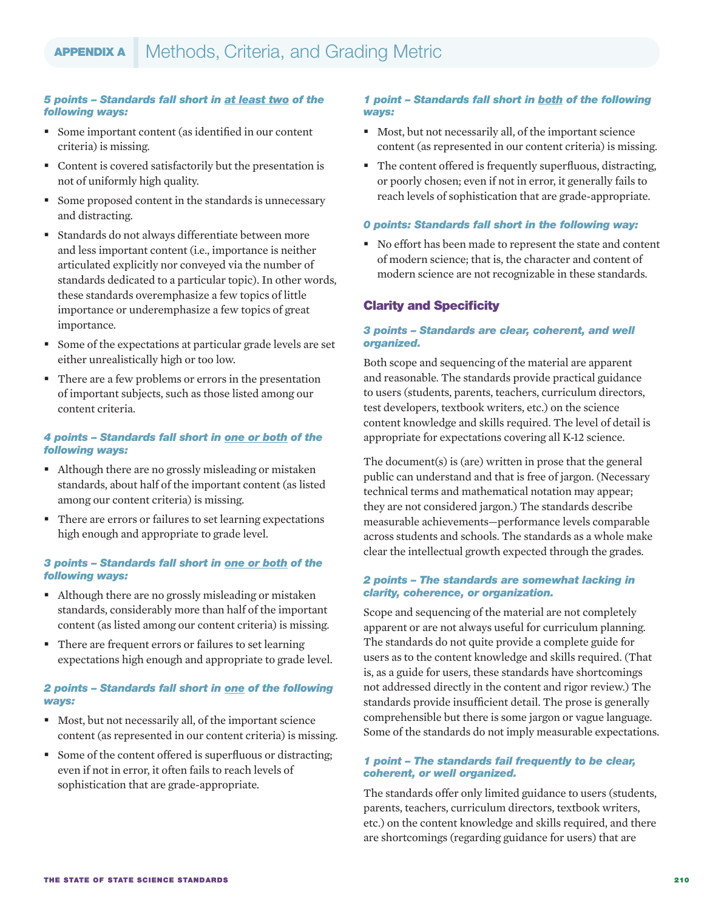### *5 points – Standards fall short in at least two of the following ways:*

- Some important content (as identified in our content criteria) is missing.
- Content is covered satisfactorily but the presentation is not of uniformly high quality.
- Some proposed content in the standards is unnecessary and distracting.
- Standards do not always differentiate between more and less important content (i.e., importance is neither articulated explicitly nor conveyed via the number of standards dedicated to a particular topic). In other words, these standards overemphasize a few topics of little importance or underemphasize a few topics of great importance.
- Some of the expectations at particular grade levels are set either unrealistically high or too low.
- There are a few problems or errors in the presentation of important subjects, such as those listed among our content criteria.

### *4 points – Standards fall short in one or both of the following ways:*

- Although there are no grossly misleading or mistaken standards, about half of the important content (as listed among our content criteria) is missing.
- There are errors or failures to set learning expectations high enough and appropriate to grade level.

### *3 points – Standards fall short in one or both of the following ways:*

- Although there are no grossly misleading or mistaken standards, considerably more than half of the important content (as listed among our content criteria) is missing.
- There are frequent errors or failures to set learning expectations high enough and appropriate to grade level.

### *2 points – Standards fall short in one of the following ways:*

- Most, but not necessarily all, of the important science content (as represented in our content criteria) is missing.
- Some of the content offered is superfluous or distracting; even if not in error, it often fails to reach levels of sophistication that are grade-appropriate.

### *1 point – Standards fall short in both of the following ways:*

- Most, but not necessarily all, of the important science content (as represented in our content criteria) is missing.
- The content offered is frequently superfluous, distracting, or poorly chosen; even if not in error, it generally fails to reach levels of sophistication that are grade-appropriate.

### *0 points: Standards fall short in the following way:*

- No effort has been made to represent the state and content of modern science; that is, the character and content of modern science are not recognizable in these standards.

## Clarity and Specificity

### *3 points – Standards are clear, coherent, and well organized.*

Both scope and sequencing of the material are apparent and reasonable. The standards provide practical guidance to users (students, parents, teachers, curriculum directors, test developers, textbook writers, etc.) on the science content knowledge and skills required. The level of detail is appropriate for expectations covering all K-12 science.

The document(s) is (are) written in prose that the general public can understand and that is free of jargon. (Necessary technical terms and mathematical notation may appear; they are not considered jargon.) The standards describe measurable achievements—performance levels comparable across students and schools. The standards as a whole make clear the intellectual growth expected through the grades.

### *2 points – The standards are somewhat lacking in clarity, coherence, or organization.*

Scope and sequencing of the material are not completely apparent or are not always useful for curriculum planning. The standards do not quite provide a complete guide for users as to the content knowledge and skills required. (That is, as a guide for users, these standards have shortcomings not addressed directly in the content and rigor review.) The standards provide insufficient detail. The prose is generally comprehensible but there is some jargon or vague language. Some of the standards do not imply measurable expectations.

### *1 point – The standards fail frequently to be clear, coherent, or well organized.*

The standards offer only limited guidance to users (students, parents, teachers, curriculum directors, textbook writers, etc.) on the content knowledge and skills required, and there are shortcomings (regarding guidance for users) that are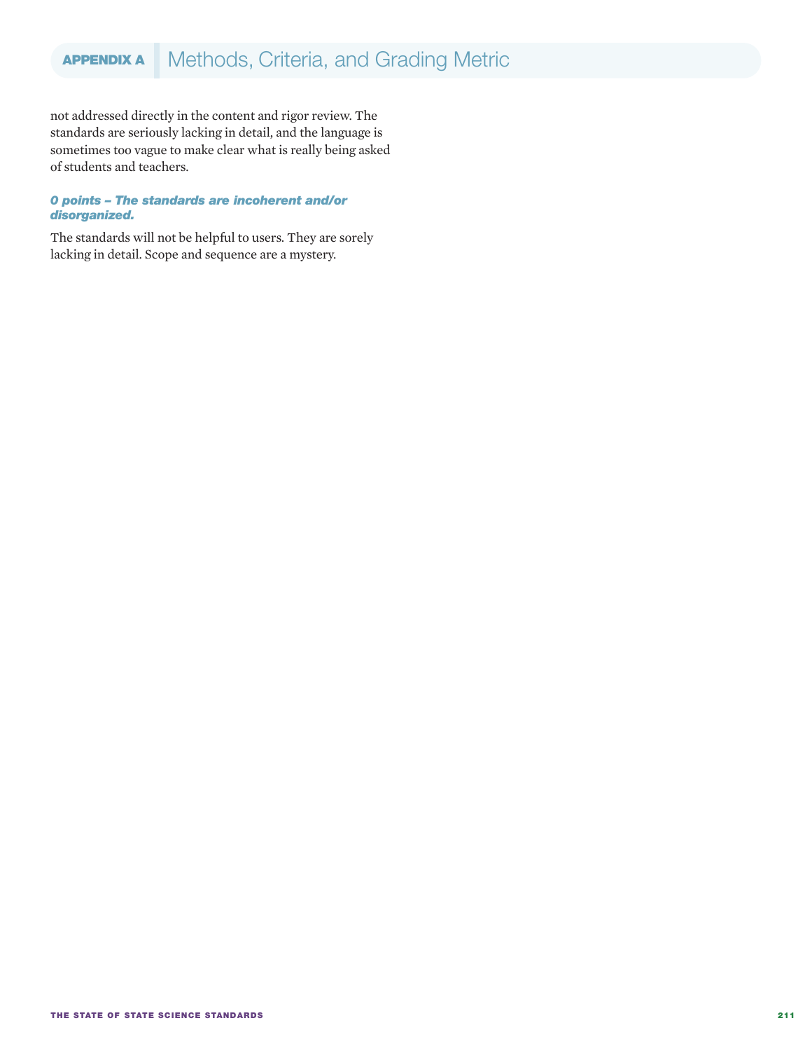not addressed directly in the content and rigor review. The standards are seriously lacking in detail, and the language is sometimes too vague to make clear what is really being asked of students and teachers.

***0 points – The standards are incoherent and/or disorganized.***

The standards will not be helpful to users. They are sorely lacking in detail. Scope and sequence are a mystery.